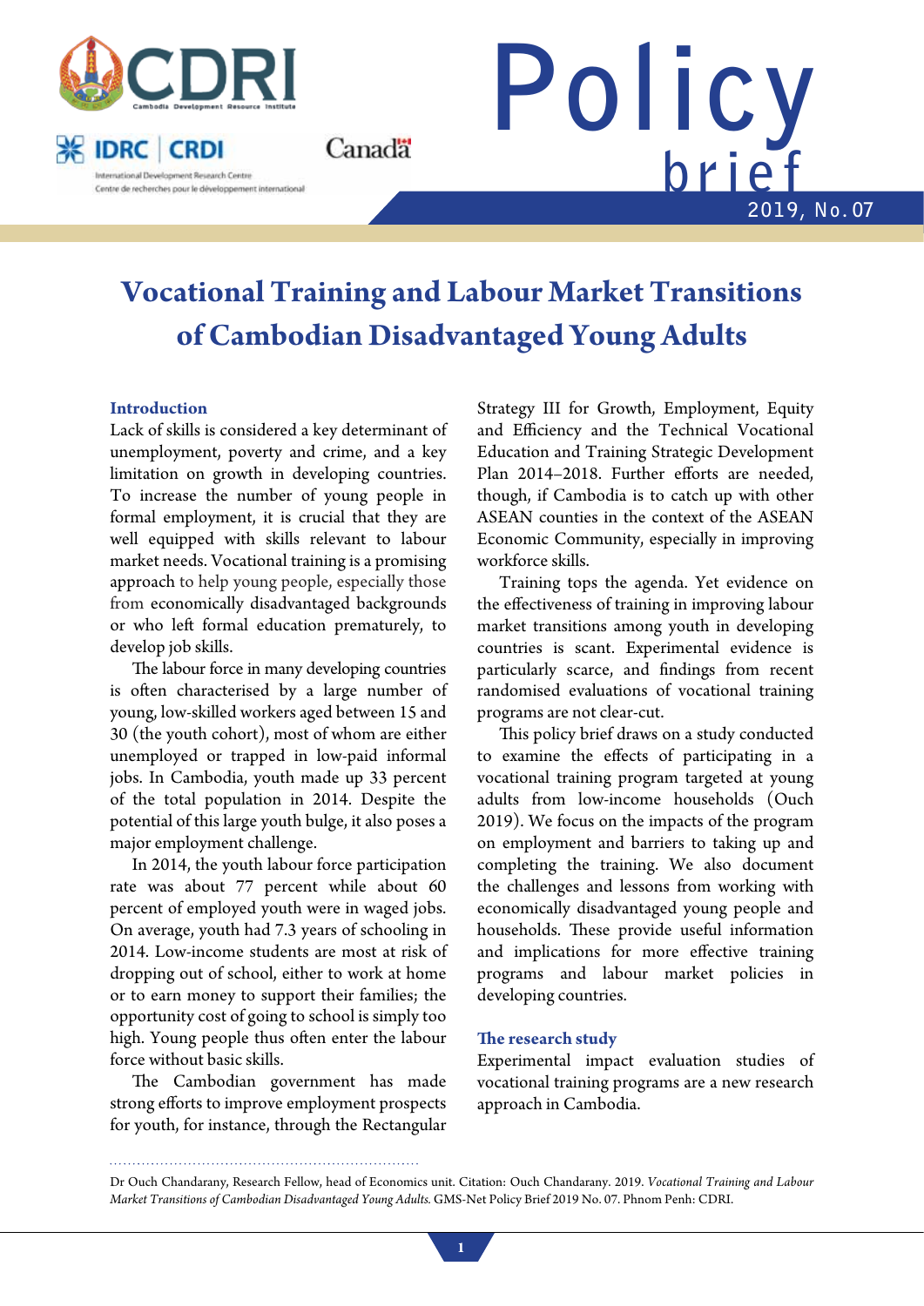Policy brief 2019, No. 07

# Vocational Training and Labour Market Transitions of Cambodian Disadvantaged Young Adults

## Introduction

Lack of skills is considered a key determinant of unemployment, poverty and crime, and a key limitation on growth in developing countries. To increase the number of young people in formal employment, it is crucial that they are well equipped with skills relevant to labour market needs. Vocational training is a promising approach to help young people, especially those from economically disadvantaged backgrounds or who left formal education prematurely, to develop job skills.

The labour force in many developing countries is often characterised by a large number of young, low-skilled workers aged between 15 and 30 (the youth cohort), most of whom are either unemployed or trapped in low-paid informal jobs. In Cambodia, youth made up 33 percent of the total population in 2014. Despite the potential of this large youth bulge, it also poses a major employment challenge.

In 2014, the youth labour force participation rate was about 77 percent while about 60 percent of employed youth were in waged jobs. On average, youth had 7.3 years of schooling in 2014. Low-income students are most at risk of dropping out of school, either to work at home or to earn money to support their families; the opportunity cost of going to school is simply too high. Young people thus often enter the labour force without basic skills.

The Cambodian government has made strong efforts to improve employment prospects for youth, for instance, through the Rectangular Strategy III for Growth, Employment, Equity and Efficiency and the Technical Vocational Education and Training Strategic Development Plan 2014–2018. Further efforts are needed, though, if Cambodia is to catch up with other ASEAN counties in the context of the ASEAN Economic Community, especially in improving workforce skills.

Training tops the agenda. Yet evidence on the effectiveness of training in improving labour market transitions among youth in developing countries is scant. Experimental evidence is particularly scarce, and findings from recent randomised evaluations of vocational training programs are not clear-cut.

This policy brief draws on a study conducted to examine the effects of participating in a vocational training program targeted at young adults from low-income households (Ouch 2019). We focus on the impacts of the program on employment and barriers to taking up and completing the training. We also document the challenges and lessons from working with economically disadvantaged young people and households. These provide useful information and implications for more effective training programs and labour market policies in developing countries.

## The research study

Experimental impact evaluation studies of vocational training programs are a new research approach in Cambodia.

---

Dr Ouch Chandarany, Research Fellow, head of Economics unit. Citation: Ouch Chandarany. 2019. *Vocational Training and Labour Market Transitions of Cambodian Disadvantaged Young Adults.* GMS-Net Policy Brief 2019 No. 07. Phnom Penh: CDRI.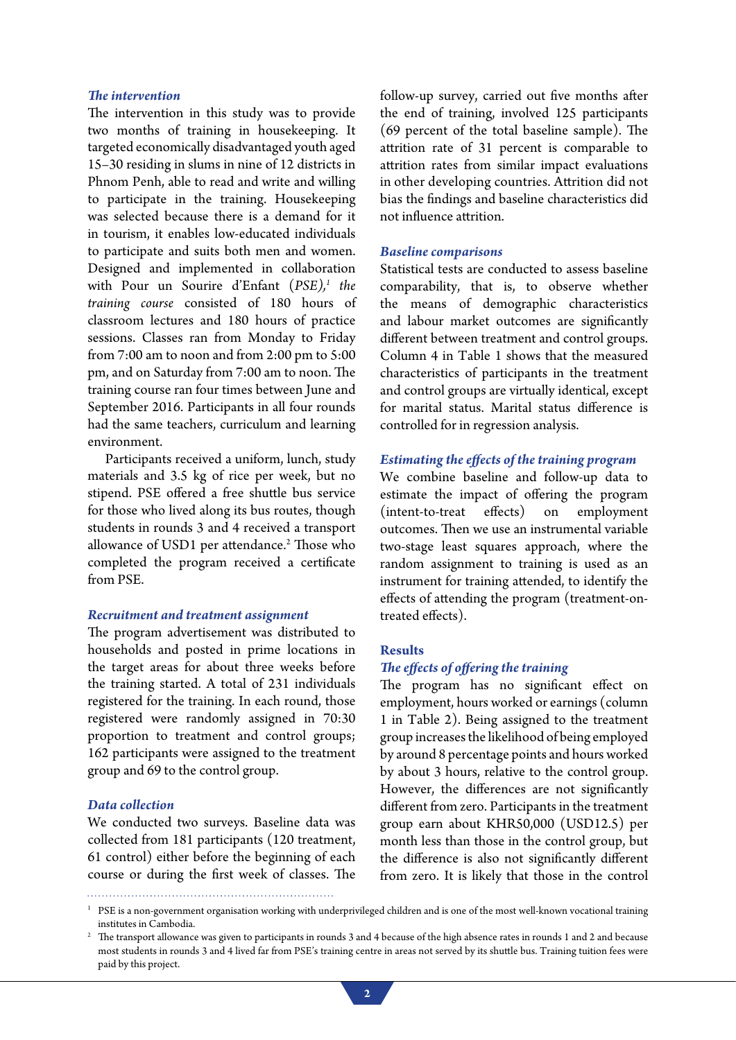### *The intervention*

The intervention in this study was to provide two months of training in housekeeping. It targeted economically disadvantaged youth aged 15–30 residing in slums in nine of 12 districts in Phnom Penh, able to read and write and willing to participate in the training. Housekeeping was selected because there is a demand for it in tourism, it enables low-educated individuals to participate and suits both men and women. Designed and implemented in collaboration with Pour un Sourire d'Enfant (*PSE*),[1] *the training course* consisted of 180 hours of classroom lectures and 180 hours of practice sessions. Classes ran from Monday to Friday from 7:00 am to noon and from 2:00 pm to 5:00 pm, and on Saturday from 7:00 am to noon. The training course ran four times between June and September 2016. Participants in all four rounds had the same teachers, curriculum and learning environment.

Participants received a uniform, lunch, study materials and 3.5 kg of rice per week, but no stipend. PSE offered a free shuttle bus service for those who lived along its bus routes, though students in rounds 3 and 4 received a transport allowance of USD1 per attendance.[2] Those who completed the program received a certificate from PSE.

### *Recruitment and treatment assignment*

The program advertisement was distributed to households and posted in prime locations in the target areas for about three weeks before the training started. A total of 231 individuals registered for the training. In each round, those registered were randomly assigned in 70:30 proportion to treatment and control groups; 162 participants were assigned to the treatment group and 69 to the control group.

### *Data collection*

We conducted two surveys. Baseline data was collected from 181 participants (120 treatment, 61 control) either before the beginning of each course or during the first week of classes. The follow-up survey, carried out five months after the end of training, involved 125 participants (69 percent of the total baseline sample). The attrition rate of 31 percent is comparable to attrition rates from similar impact evaluations in other developing countries. Attrition did not bias the findings and baseline characteristics did not influence attrition.

### *Baseline comparisons*

Statistical tests are conducted to assess baseline comparability, that is, to observe whether the means of demographic characteristics and labour market outcomes are significantly different between treatment and control groups. Column 4 in Table 1 shows that the measured characteristics of participants in the treatment and control groups are virtually identical, except for marital status. Marital status difference is controlled for in regression analysis.

### *Estimating the effects of the training program*

We combine baseline and follow-up data to estimate the impact of offering the program (intent-to-treat effects) on employment outcomes. Then we use an instrumental variable two-stage least squares approach, where the random assignment to training is used as an instrument for training attended, to identify the effects of attending the program (treatment-on-treated effects).

## Results

### *The effects of offering the training*

The program has no significant effect on employment, hours worked or earnings (column 1 in Table 2). Being assigned to the treatment group increases the likelihood of being employed by around 8 percentage points and hours worked by about 3 hours, relative to the control group. However, the differences are not significantly different from zero. Participants in the treatment group earn about KHR50,000 (USD12.5) per month less than those in the control group, but the difference is also not significantly different from zero. It is likely that those in the control

---

[1] PSE is a non-government organisation working with underprivileged children and is one of the most well-known vocational training institutes in Cambodia.

[2] The transport allowance was given to participants in rounds 3 and 4 because of the high absence rates in rounds 1 and 2 and because most students in rounds 3 and 4 lived far from PSE's training centre in areas not served by its shuttle bus. Training tuition fees were paid by this project.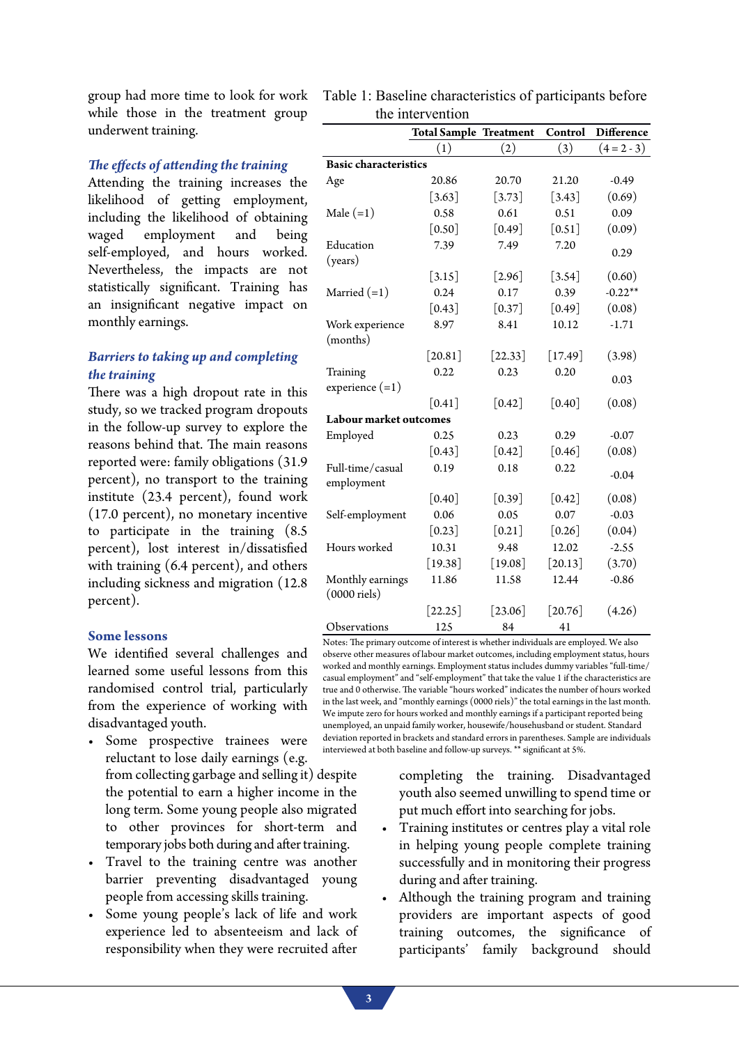group had more time to look for work while those in the treatment group underwent training.

### *The effects of attending the training*

Attending the training increases the likelihood of getting employment, including the likelihood of obtaining waged employment and being self-employed, and hours worked. Nevertheless, the impacts are not statistically significant. Training has an insignificant negative impact on monthly earnings.

### *Barriers to taking up and completing the training*

There was a high dropout rate in this study, so we tracked program dropouts in the follow-up survey to explore the reasons behind that. The main reasons reported were: family obligations (31.9 percent), no transport to the training institute (23.4 percent), found work (17.0 percent), no monetary incentive to participate in the training (8.5 percent), lost interest in/dissatisfied with training (6.4 percent), and others including sickness and migration (12.8 percent).

Table 1: Baseline characteristics of participants before the intervention

| | Total Sample | Treatment | Control | Difference |
|---|---|---|---|---|
| | (1) | (2) | (3) | (4 = 2 - 3) |
| **Basic characteristics** | | | | |
| Age | 20.86 | 20.70 | 21.20 | -0.49 |
| | [3.63] | [3.73] | [3.43] | (0.69) |
| Male (=1) | 0.58 | 0.61 | 0.51 | 0.09 |
| | [0.50] | [0.49] | [0.51] | (0.09) |
| Education (years) | 7.39 | 7.49 | 7.20 | 0.29 |
| | [3.15] | [2.96] | [3.54] | (0.60) |
| Married (=1) | 0.24 | 0.17 | 0.39 | -0.22** |
| | [0.43] | [0.37] | [0.49] | (0.08) |
| Work experience (months) | 8.97 | 8.41 | 10.12 | -1.71 |
| | [20.81] | [22.33] | [17.49] | (3.98) |
| Training experience (=1) | 0.22 | 0.23 | 0.20 | 0.03 |
| | [0.41] | [0.42] | [0.40] | (0.08) |
| **Labour market outcomes** | | | | |
| Employed | 0.25 | 0.23 | 0.29 | -0.07 |
| | [0.43] | [0.42] | [0.46] | (0.08) |
| Full-time/casual employment | 0.19 | 0.18 | 0.22 | -0.04 |
| | [0.40] | [0.39] | [0.42] | (0.08) |
| Self-employment | 0.06 | 0.05 | 0.07 | -0.03 |
| | [0.23] | [0.21] | [0.26] | (0.04) |
| Hours worked | 10.31 | 9.48 | 12.02 | -2.55 |
| | [19.38] | [19.08] | [20.13] | (3.70) |
| Monthly earnings (0000 riels) | 11.86 | 11.58 | 12.44 | -0.86 |
| | [22.25] | [23.06] | [20.76] | (4.26) |
| Observations | 125 | 84 | 41 | |

Notes: The primary outcome of interest is whether individuals are employed. We also observe other measures of labour market outcomes, including employment status, hours worked and monthly earnings. Employment status includes dummy variables "full-time/casual employment" and "self-employment" that take the value 1 if the characteristics are true and 0 otherwise. The variable "hours worked" indicates the number of hours worked in the last week, and "monthly earnings (0000 riels)" the total earnings in the last month. We impute zero for hours worked and monthly earnings if a participant reported being unemployed, an unpaid family worker, housewife/househusband or student. Standard deviation reported in brackets and standard errors in parentheses. Sample are individuals interviewed at both baseline and follow-up surveys. ** significant at 5%.

## Some lessons

We identified several challenges and learned some useful lessons from this randomised control trial, particularly from the experience of working with disadvantaged youth.

- Some prospective trainees were reluctant to lose daily earnings (e.g. from collecting garbage and selling it) despite the potential to earn a higher income in the long term. Some young people also migrated to other provinces for short-term and temporary jobs both during and after training.
- Travel to the training centre was another barrier preventing disadvantaged young people from accessing skills training.
- Some young people's lack of life and work experience led to absenteeism and lack of responsibility when they were recruited after completing the training. Disadvantaged youth also seemed unwilling to spend time or put much effort into searching for jobs.
- Training institutes or centres play a vital role in helping young people complete training successfully and in monitoring their progress during and after training.
- Although the training program and training providers are important aspects of good training outcomes, the significance of participants' family background should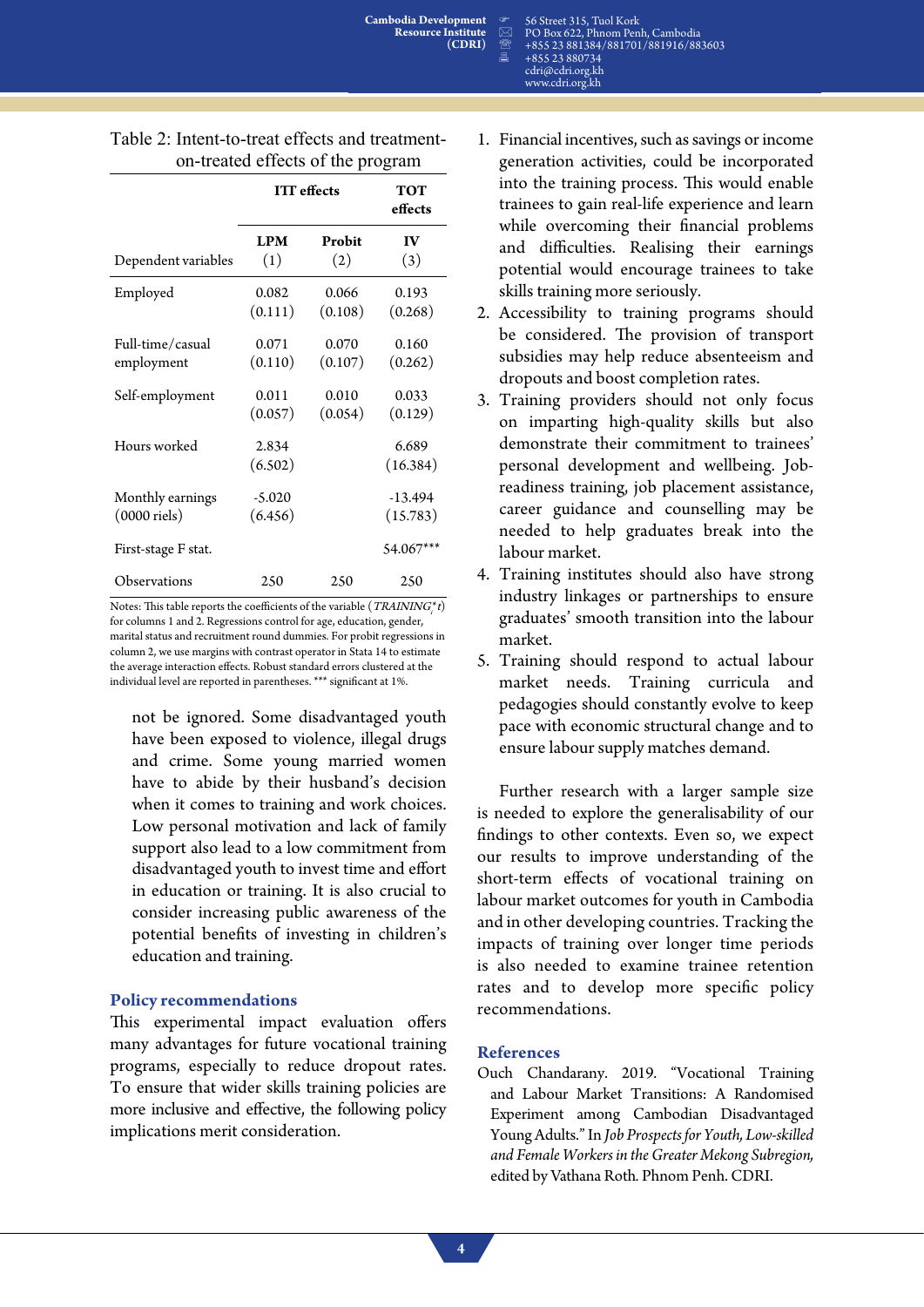Table 2: Intent-to-treat effects and treatment-on-treated effects of the program

| | ITT effects | | TOT effects |
|---|---|---|---|
| Dependent variables | LPM (1) | Probit (2) | IV (3) |
| Employed | 0.082 (0.111) | 0.066 (0.108) | 0.193 (0.268) |
| Full-time/casual employment | 0.071 (0.110) | 0.070 (0.107) | 0.160 (0.262) |
| Self-employment | 0.011 (0.057) | 0.010 (0.054) | 0.033 (0.129) |
| Hours worked | 2.834 (6.502) | | 6.689 (16.384) |
| Monthly earnings (0000 riels) | -5.020 (6.456) | | -13.494 (15.783) |
| First-stage F stat. | | | 54.067*** |
| Observations | 250 | 250 | 250 |

Notes: This table reports the coefficients of the variable ($TRAINING_i^{*}t$) for columns 1 and 2. Regressions control for age, education, gender, marital status and recruitment round dummies. For probit regressions in column 2, we use margins with contrast operator in Stata 14 to estimate the average interaction effects. Robust standard errors clustered at the individual level are reported in parentheses. *** significant at 1%.

not be ignored. Some disadvantaged youth have been exposed to violence, illegal drugs and crime. Some young married women have to abide by their husband's decision when it comes to training and work choices. Low personal motivation and lack of family support also lead to a low commitment from disadvantaged youth to invest time and effort in education or training. It is also crucial to consider increasing public awareness of the potential benefits of investing in children's education and training.

## Policy recommendations

This experimental impact evaluation offers many advantages for future vocational training programs, especially to reduce dropout rates. To ensure that wider skills training policies are more inclusive and effective, the following policy implications merit consideration.

1. Financial incentives, such as savings or income generation activities, could be incorporated into the training process. This would enable trainees to gain real-life experience and learn while overcoming their financial problems and difficulties. Realising their earnings potential would encourage trainees to take skills training more seriously.
2. Accessibility to training programs should be considered. The provision of transport subsidies may help reduce absenteeism and dropouts and boost completion rates.
3. Training providers should not only focus on imparting high-quality skills but also demonstrate their commitment to trainees' personal development and wellbeing. Job-readiness training, job placement assistance, career guidance and counselling may be needed to help graduates break into the labour market.
4. Training institutes should also have strong industry linkages or partnerships to ensure graduates' smooth transition into the labour market.
5. Training should respond to actual labour market needs. Training curricula and pedagogies should constantly evolve to keep pace with economic structural change and to ensure labour supply matches demand.

Further research with a larger sample size is needed to explore the generalisability of our findings to other contexts. Even so, we expect our results to improve understanding of the short-term effects of vocational training on labour market outcomes for youth in Cambodia and in other developing countries. Tracking the impacts of training over longer time periods is also needed to examine trainee retention rates and to develop more specific policy recommendations.

## References

Ouch Chandarany. 2019. "Vocational Training and Labour Market Transitions: A Randomised Experiment among Cambodian Disadvantaged Young Adults." In *Job Prospects for Youth, Low-skilled and Female Workers in the Greater Mekong Subregion,* edited by Vathana Roth. Phnom Penh. CDRI.